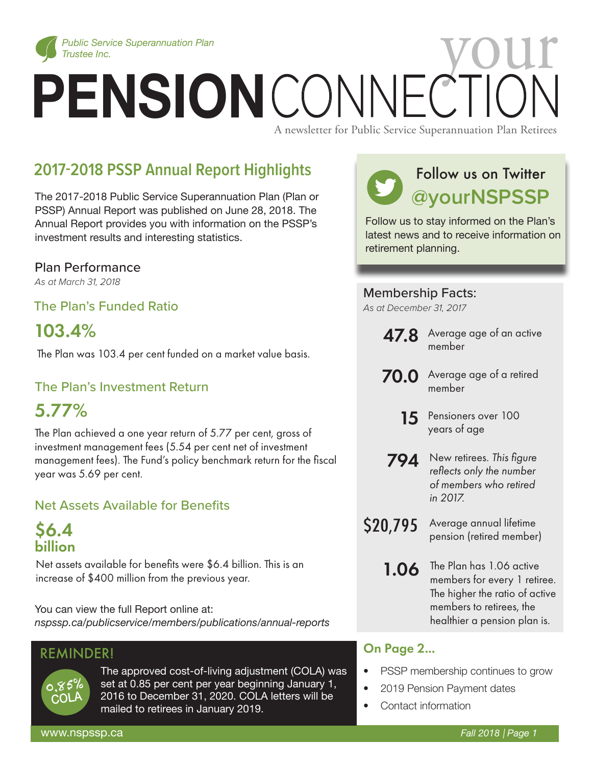Public Service Superannuation Plan Trustee Inc.

# your PENSION CONNECTION

A newsletter for Public Service Superannuation Plan Retirees

## 2017-2018 PSSP Annual Report Highlights

The 2017-2018 Public Service Superannuation Plan (Plan or PSSP) Annual Report was published on June 28, 2018. The Annual Report provides you with information on the PSSP's investment results and interesting statistics.

### Plan Performance

*As at March 31, 2018*

#### The Plan's Funded Ratio

**103.4%**

The Plan was 103.4 per cent funded on a market value basis.

#### The Plan's Investment Return

**5.77%**

The Plan achieved a one year return of 5.77 per cent, gross of investment management fees (5.54 per cent net of investment management fees). The Fund's policy benchmark return for the fiscal year was 5.69 per cent.

#### Net Assets Available for Benefits

**$6.4 billion**

Net assets available for benefits were $6.4 billion. This is an increase of $400 million from the previous year.

You can view the full Report online at:
*nspssp.ca/publicservice/members/publications/annual-reports*

### REMINDER!

0.85% COLA

The approved cost-of-living adjustment (COLA) was set at 0.85 per cent per year beginning January 1, 2016 to December 31, 2020. COLA letters will be mailed to retirees in January 2019.

### Follow us on Twitter @yourNSPSSP

Follow us to stay informed on the Plan's latest news and to receive information on retirement planning.

### Membership Facts:

*As at December 31, 2017*

**47.8** Average age of an active member

**70.0** Average age of a retired member

**15** Pensioners over 100 years of age

**794** New retirees. *This figure reflects only the number of members who retired in 2017.*

**$20,795** Average annual lifetime pension (retired member)

**1.06** The Plan has 1.06 active members for every 1 retiree. The higher the ratio of active members to retirees, the healthier a pension plan is.

### On Page 2...

- PSSP membership continues to grow
- 2019 Pension Payment dates
- Contact information

www.nspssp.ca

*Fall 2018*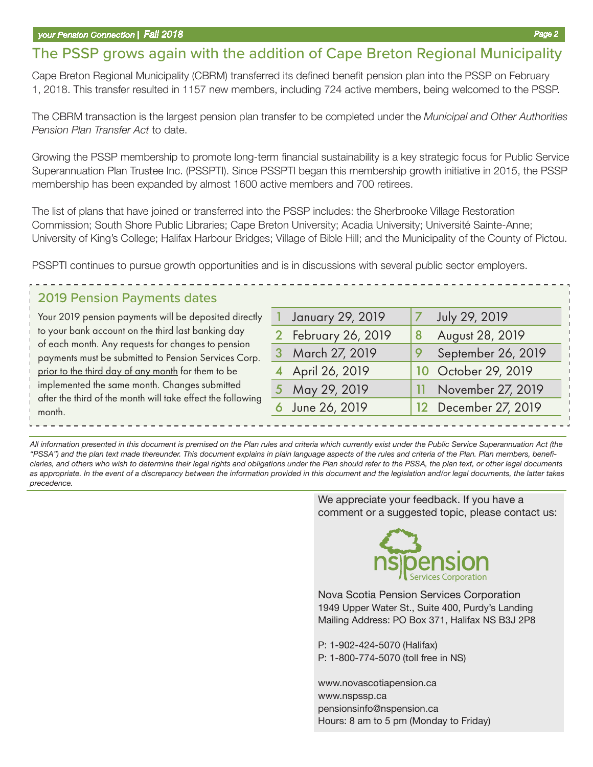## The PSSP grows again with the addition of Cape Breton Regional Municipality

Cape Breton Regional Municipality (CBRM) transferred its defined benefit pension plan into the PSSP on February 1, 2018. This transfer resulted in 1157 new members, including 724 active members, being welcomed to the PSSP.

The CBRM transaction is the largest pension plan transfer to be completed under the *Municipal and Other Authorities Pension Plan Transfer Act* to date.

Growing the PSSP membership to promote long-term financial sustainability is a key strategic focus for Public Service Superannuation Plan Trustee Inc. (PSSPTI). Since PSSPTI began this membership growth initiative in 2015, the PSSP membership has been expanded by almost 1600 active members and 700 retirees.

The list of plans that have joined or transferred into the PSSP includes: the Sherbrooke Village Restoration Commission; South Shore Public Libraries; Cape Breton University; Acadia University; Université Sainte-Anne; University of King's College; Halifax Harbour Bridges; Village of Bible Hill; and the Municipality of the County of Pictou.

PSSPTI continues to pursue growth opportunities and is in discussions with several public sector employers.

### 2019 Pension Payments dates

Your 2019 pension payments will be deposited directly to your bank account on the third last banking day of each month. Any requests for changes to pension payments must be submitted to Pension Services Corp. prior to the third day of any month for them to be implemented the same month. Changes submitted after the third of the month will take effect the following month.

| | | | |
|---|---|---|---|
| 1 | January 29, 2019 | 7 | July 29, 2019 |
| 2 | February 26, 2019 | 8 | August 28, 2019 |
| 3 | March 27, 2019 | 9 | September 26, 2019 |
| 4 | April 26, 2019 | 10 | October 29, 2019 |
| 5 | May 29, 2019 | 11 | November 27, 2019 |
| 6 | June 26, 2019 | 12 | December 27, 2019 |

*All information presented in this document is premised on the Plan rules and criteria which currently exist under the Public Service Superannuation Act (the "PSSA") and the plan text made thereunder. This document explains in plain language aspects of the rules and criteria of the Plan. Plan members, beneficiaries, and others who wish to determine their legal rights and obligations under the Plan should refer to the PSSA, the plan text, or other legal documents as appropriate. In the event of a discrepancy between the information provided in this document and the legislation and/or legal documents, the latter takes precedence.*

We appreciate your feedback. If you have a comment or a suggested topic, please contact us:

nspension Services Corporation

Nova Scotia Pension Services Corporation
1949 Upper Water St., Suite 400, Purdy's Landing
Mailing Address: PO Box 371, Halifax NS B3J 2P8

P: 1-902-424-5070 (Halifax)
P: 1-800-774-5070 (toll free in NS)

www.novascotiapension.ca
www.nspssp.ca
pensionsinfo@nspension.ca
Hours: 8 am to 5 pm (Monday to Friday)